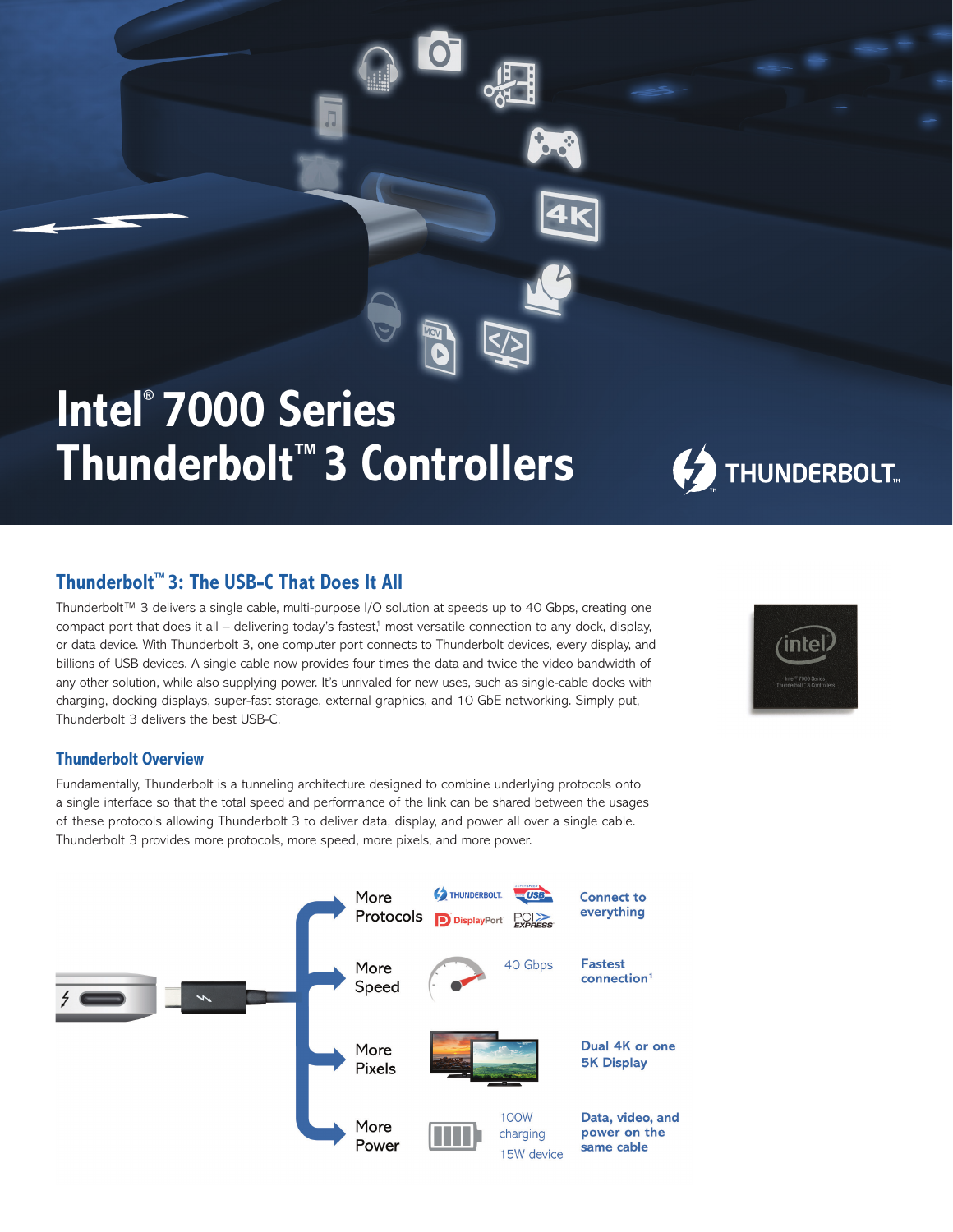# Intel® 7000 Series Thunderbolt™ 3 Controllers

## Thunderbolt™ 3: The USB-C That Does It All

Thunderbolt™ 3 delivers a single cable, multi-purpose I/O solution at speeds up to 40 Gbps, creating one compact port that does it all – delivering today's fastest[1] most versatile connection to any dock, display, or data device. With Thunderbolt 3, one computer port connects to Thunderbolt devices, every display, and billions of USB devices. A single cable now provides four times the data and twice the video bandwidth of any other solution, while also supplying power. It's unrivaled for new uses, such as single-cable docks with charging, docking displays, super-fast storage, external graphics, and 10 GbE networking. Simply put, Thunderbolt 3 delivers the best USB-C.

### Thunderbolt Overview

Fundamentally, Thunderbolt is a tunneling architecture designed to combine underlying protocols onto a single interface so that the total speed and performance of the link can be shared between the usages of these protocols allowing Thunderbolt 3 to deliver data, display, and power all over a single cable. Thunderbolt 3 provides more protocols, more speed, more pixels, and more power.

| | | |
|---|---|---|
| More Protocols | Thunderbolt, USB, DisplayPort, PCI Express | Connect to everything |
| More Speed | 40 Gbps | Fastest connection[1] |
| More Pixels | | Dual 4K or one 5K Display |
| More Power | 100W charging 15W device | Data, video, and power on the same cable |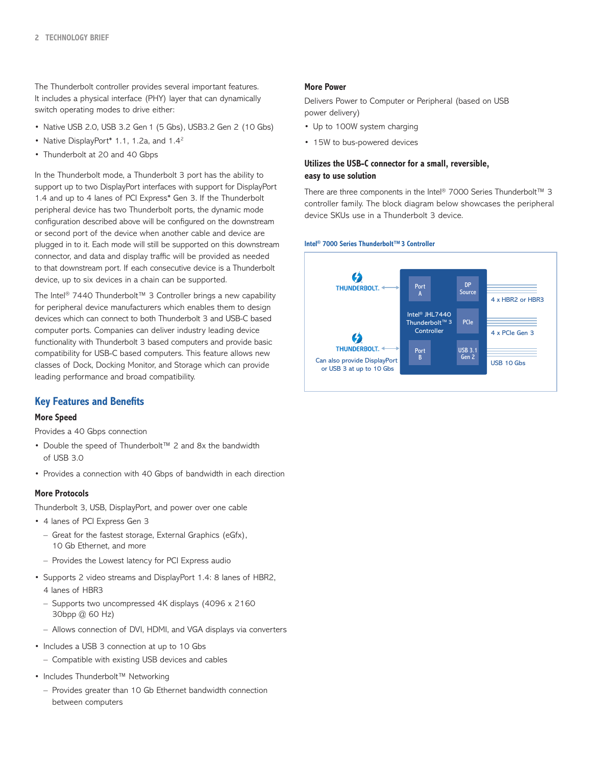The Thunderbolt controller provides several important features. It includes a physical interface (PHY) layer that can dynamically switch operating modes to drive either:

- Native USB 2.0, USB 3.2 Gen 1 (5 Gbs), USB3.2 Gen 2 (10 Gbs)
- Native DisplayPort* 1.1, 1.2a, and 1.4[2]
- Thunderbolt at 20 and 40 Gbps

In the Thunderbolt mode, a Thunderbolt 3 port has the ability to support up to two DisplayPort interfaces with support for DisplayPort 1.4 and up to 4 lanes of PCI Express* Gen 3. If the Thunderbolt peripheral device has two Thunderbolt ports, the dynamic mode configuration described above will be configured on the downstream or second port of the device when another cable and device are plugged in to it. Each mode will still be supported on this downstream connector, and data and display traffic will be provided as needed to that downstream port. If each consecutive device is a Thunderbolt device, up to six devices in a chain can be supported.

The Intel® 7440 Thunderbolt™ 3 Controller brings a new capability for peripheral device manufacturers which enables them to design devices which can connect to both Thunderbolt 3 and USB-C based computer ports. Companies can deliver industry leading device functionality with Thunderbolt 3 based computers and provide basic compatibility for USB-C based computers. This feature allows new classes of Dock, Docking Monitor, and Storage which can provide leading performance and broad compatibility.

## Key Features and Benefits

### More Speed

Provides a 40 Gbps connection

- Double the speed of Thunderbolt™ 2 and 8x the bandwidth of USB 3.0
- Provides a connection with 40 Gbps of bandwidth in each direction

### More Protocols

Thunderbolt 3, USB, DisplayPort, and power over one cable

- 4 lanes of PCI Express Gen 3
  - Great for the fastest storage, External Graphics (eGfx), 10 Gb Ethernet, and more
  - Provides the Lowest latency for PCI Express audio
- Supports 2 video streams and DisplayPort 1.4: 8 lanes of HBR2, 4 lanes of HBR3
  - Supports two uncompressed 4K displays (4096 x 2160 30bpp @ 60 Hz)
  - Allows connection of DVI, HDMI, and VGA displays via converters
- Includes a USB 3 connection at up to 10 Gbs
  - Compatible with existing USB devices and cables
- Includes Thunderbolt™ Networking
  - Provides greater than 10 Gb Ethernet bandwidth connection between computers

### More Power

Delivers Power to Computer or Peripheral (based on USB power delivery)

- Up to 100W system charging
- 15W to bus-powered devices

### Utilizes the USB-C connector for a small, reversible, easy to use solution

There are three components in the Intel® 7000 Series Thunderbolt™ 3 controller family. The block diagram below showcases the peripheral device SKUs use in a Thunderbolt 3 device.

**Intel® 7000 Series Thunderbolt™ 3 Controller**

THUNDERBOLT. ⟷ Port A | DP Source — 4 x HBR2 or HBR3

Intel® JHL7440 Thunderbolt™ 3 Controller | PCIe — 4 x PCIe Gen 3

THUNDERBOLT. ⟷ Port B | USB 3.1 Gen 2 — USB 10 Gbs

Can also provide DisplayPort or USB 3 at up to 10 Gbs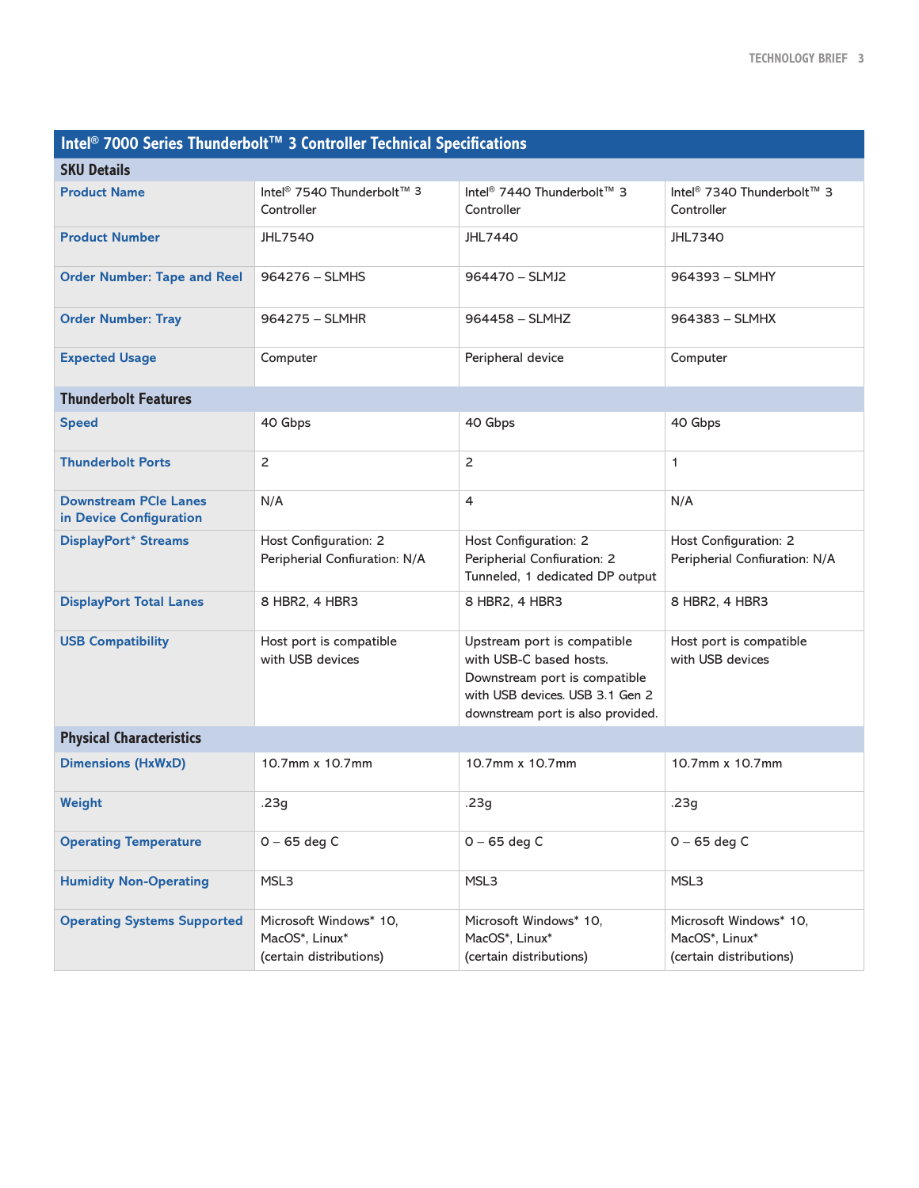## Intel® 7000 Series Thunderbolt™ 3 Controller Technical Specifications

| **SKU Details** | | | |
|---|---|---|---|
| **Product Name** | Intel® 7540 Thunderbolt™ 3 Controller | Intel® 7440 Thunderbolt™ 3 Controller | Intel® 7340 Thunderbolt™ 3 Controller |
| **Product Number** | JHL7540 | JHL7440 | JHL7340 |
| **Order Number: Tape and Reel** | 964276 – SLMHS | 964470 – SLMJ2 | 964393 – SLMHY |
| **Order Number: Tray** | 964275 – SLMHR | 964458 – SLMHZ | 964383 – SLMHX |
| **Expected Usage** | Computer | Peripheral device | Computer |
| **Thunderbolt Features** | | | |
| **Speed** | 40 Gbps | 40 Gbps | 40 Gbps |
| **Thunderbolt Ports** | 2 | 2 | 1 |
| **Downstream PCIe Lanes in Device Configuration** | N/A | 4 | N/A |
| **DisplayPort* Streams** | Host Configuration: 2<br>Peripheral Confiuration: N/A | Host Configuration: 2<br>Peripheral Confiuration: 2 Tunneled, 1 dedicated DP output | Host Configuration: 2<br>Peripheral Confiuration: N/A |
| **DisplayPort Total Lanes** | 8 HBR2, 4 HBR3 | 8 HBR2, 4 HBR3 | 8 HBR2, 4 HBR3 |
| **USB Compatibility** | Host port is compatible with USB devices | Upstream port is compatible with USB-C based hosts. Downstream port is compatible with USB devices. USB 3.1 Gen 2 downstream port is also provided. | Host port is compatible with USB devices |
| **Physical Characteristics** | | | |
| **Dimensions (HxWxD)** | 10.7mm x 10.7mm | 10.7mm x 10.7mm | 10.7mm x 10.7mm |
| **Weight** | .23g | .23g | .23g |
| **Operating Temperature** | 0 – 65 deg C | 0 – 65 deg C | 0 – 65 deg C |
| **Humidity Non-Operating** | MSL3 | MSL3 | MSL3 |
| **Operating Systems Supported** | Microsoft Windows* 10, MacOS*, Linux* (certain distributions) | Microsoft Windows* 10, MacOS*, Linux* (certain distributions) | Microsoft Windows* 10, MacOS*, Linux* (certain distributions) |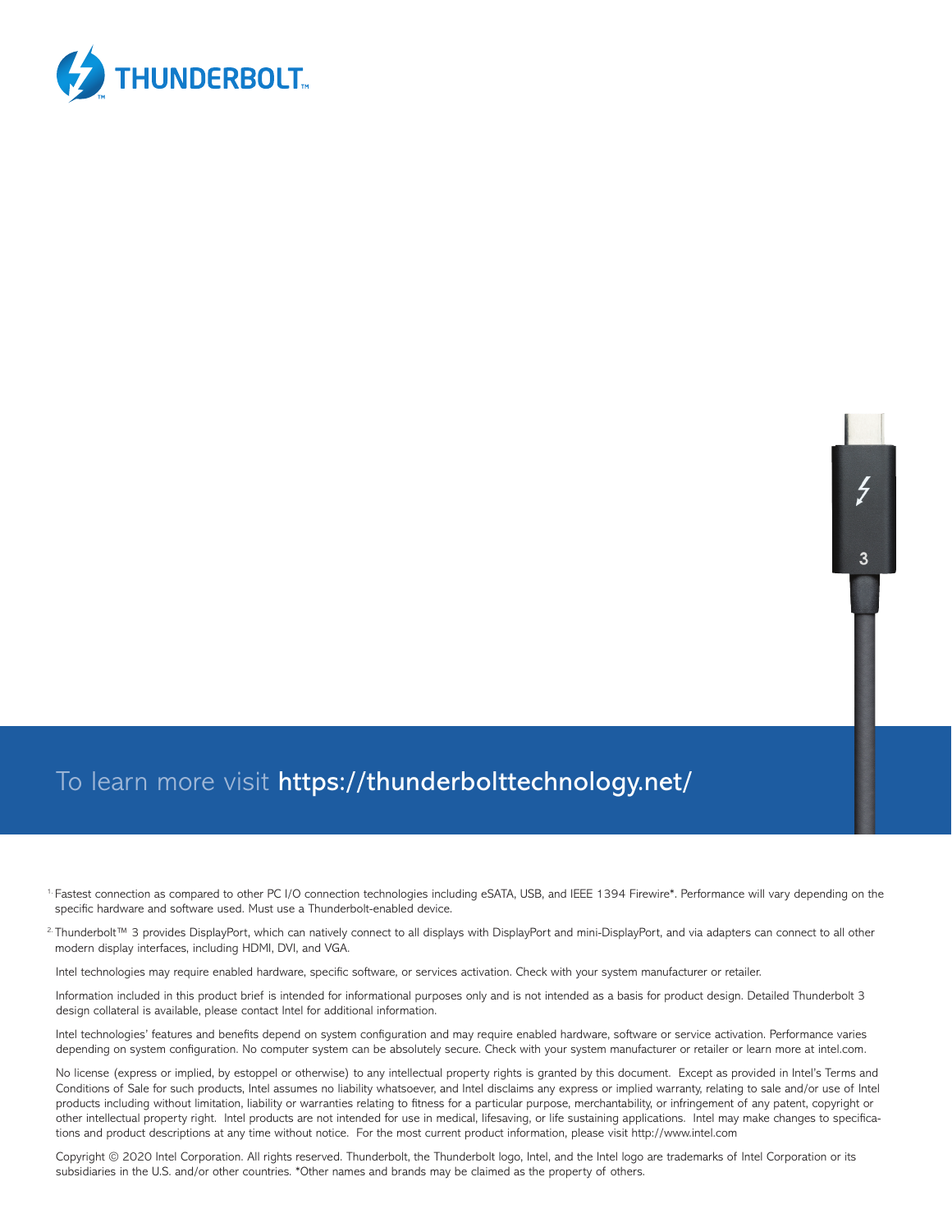To learn more visit **https://thunderbolttechnology.net/**

[1] Fastest connection as compared to other PC I/O connection technologies including eSATA, USB, and IEEE 1394 Firewire*. Performance will vary depending on the specific hardware and software used. Must use a Thunderbolt-enabled device.

[2] Thunderbolt™ 3 provides DisplayPort, which can natively connect to all displays with DisplayPort and mini-DisplayPort, and via adapters can connect to all other modern display interfaces, including HDMI, DVI, and VGA.

Intel technologies may require enabled hardware, specific software, or services activation. Check with your system manufacturer or retailer.

Information included in this product brief is intended for informational purposes only and is not intended as a basis for product design. Detailed Thunderbolt 3 design collateral is available, please contact Intel for additional information.

Intel technologies' features and benefits depend on system configuration and may require enabled hardware, software or service activation. Performance varies depending on system configuration. No computer system can be absolutely secure. Check with your system manufacturer or retailer or learn more at intel.com.

No license (express or implied, by estoppel or otherwise) to any intellectual property rights is granted by this document. Except as provided in Intel's Terms and Conditions of Sale for such products, Intel assumes no liability whatsoever, and Intel disclaims any express or implied warranty, relating to sale and/or use of Intel products including without limitation, liability or warranties relating to fitness for a particular purpose, merchantability, or infringement of any patent, copyright or other intellectual property right. Intel products are not intended for use in medical, lifesaving, or life sustaining applications. Intel may make changes to specifications and product descriptions at any time without notice. For the most current product information, please visit http://www.intel.com

Copyright © 2020 Intel Corporation. All rights reserved. Thunderbolt, the Thunderbolt logo, Intel, and the Intel logo are trademarks of Intel Corporation or its subsidiaries in the U.S. and/or other countries. *Other names and brands may be claimed as the property of others.